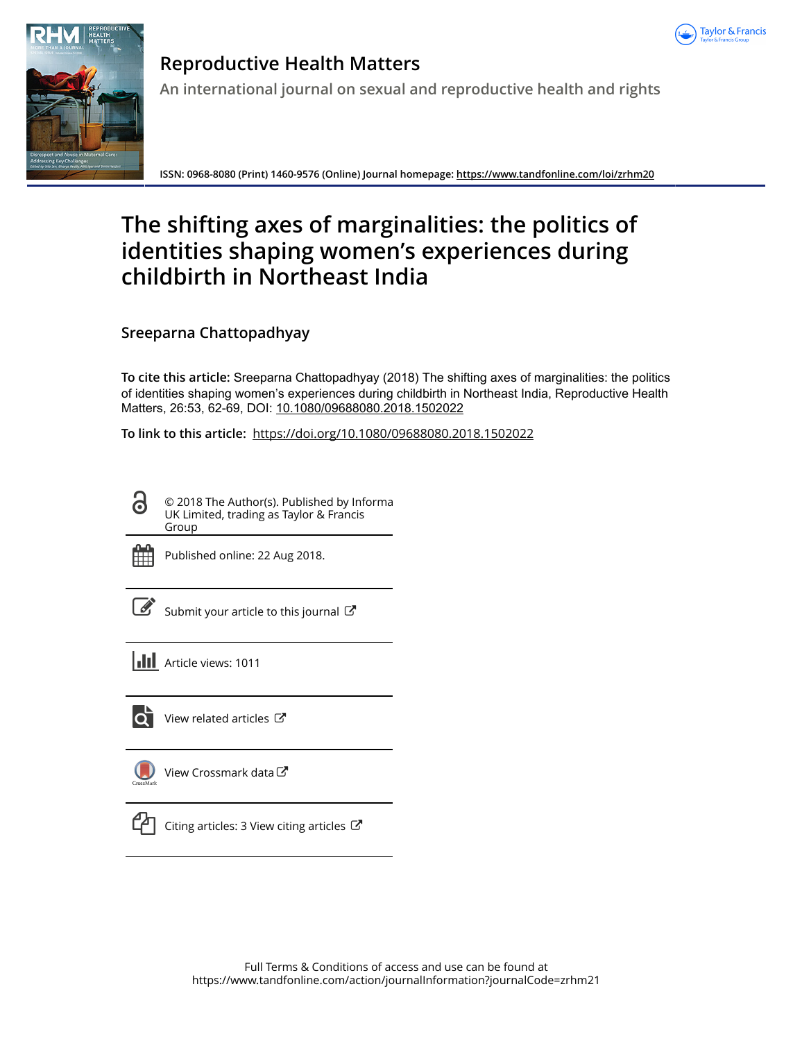# Reproductive Health Matters

An international journal on sexual and reproductive health and rights

ISSN: 0968-8080 (Print) 1460-9576 (Online) Journal homepage: https://www.tandfonline.com/loi/zrhm20

# The shifting axes of marginalities: the politics of identities shaping women's experiences during childbirth in Northeast India

## Sreeparna Chattopadhyay

**To cite this article:** Sreeparna Chattopadhyay (2018) The shifting axes of marginalities: the politics of identities shaping women's experiences during childbirth in Northeast India, Reproductive Health Matters, 26:53, 62-69, DOI: 10.1080/09688080.2018.1502022

**To link to this article:** https://doi.org/10.1080/09688080.2018.1502022

© 2018 The Author(s). Published by Informa UK Limited, trading as Taylor & Francis Group

Published online: 22 Aug 2018.

Submit your article to this journal

Article views: 1011

View related articles

View Crossmark data

Citing articles: 3 View citing articles

Full Terms & Conditions of access and use can be found at https://www.tandfonline.com/action/journalInformation?journalCode=zrhm21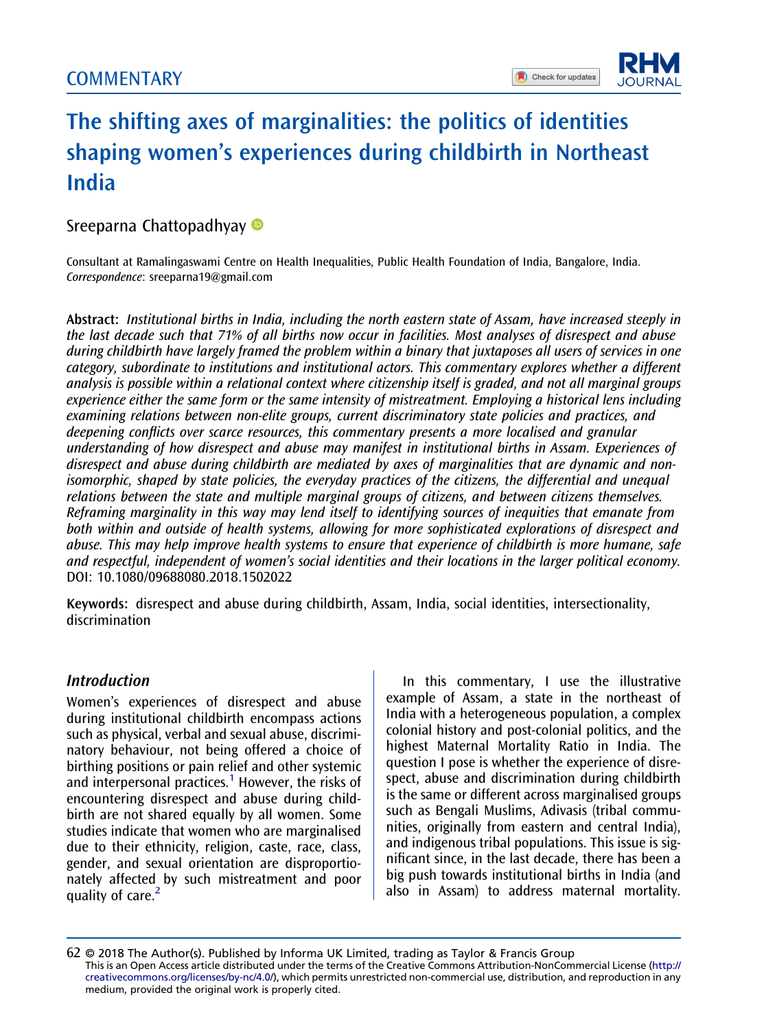# The shifting axes of marginalities: the politics of identities shaping women's experiences during childbirth in Northeast India

Sreeparna Chattopadhyay

Consultant at Ramalingaswami Centre on Health Inequalities, Public Health Foundation of India, Bangalore, India. *Correspondence*: sreeparna19@gmail.com

**Abstract:** *Institutional births in India, including the north eastern state of Assam, have increased steeply in the last decade such that 71% of all births now occur in facilities. Most analyses of disrespect and abuse during childbirth have largely framed the problem within a binary that juxtaposes all users of services in one category, subordinate to institutions and institutional actors. This commentary explores whether a different analysis is possible within a relational context where citizenship itself is graded, and not all marginal groups experience either the same form or the same intensity of mistreatment. Employing a historical lens including examining relations between non-elite groups, current discriminatory state policies and practices, and deepening conflicts over scarce resources, this commentary presents a more localised and granular understanding of how disrespect and abuse may manifest in institutional births in Assam. Experiences of disrespect and abuse during childbirth are mediated by axes of marginalities that are dynamic and non-isomorphic, shaped by state policies, the everyday practices of the citizens, the differential and unequal relations between the state and multiple marginal groups of citizens, and between citizens themselves. Reframing marginality in this way may lend itself to identifying sources of inequities that emanate from both within and outside of health systems, allowing for more sophisticated explorations of disrespect and abuse. This may help improve health systems to ensure that experience of childbirth is more humane, safe and respectful, independent of women's social identities and their locations in the larger political economy.* DOI: 10.1080/09688080.2018.1502022

**Keywords:** disrespect and abuse during childbirth, Assam, India, social identities, intersectionality, discrimination

## *Introduction*

Women's experiences of disrespect and abuse during institutional childbirth encompass actions such as physical, verbal and sexual abuse, discriminatory behaviour, not being offered a choice of birthing positions or pain relief and other systemic and interpersonal practices.[1] However, the risks of encountering disrespect and abuse during childbirth are not shared equally by all women. Some studies indicate that women who are marginalised due to their ethnicity, religion, caste, race, class, gender, and sexual orientation are disproportionately affected by such mistreatment and poor quality of care.[2]

In this commentary, I use the illustrative example of Assam, a state in the northeast of India with a heterogeneous population, a complex colonial history and post-colonial politics, and the highest Maternal Mortality Ratio in India. The question I pose is whether the experience of disrespect, abuse and discrimination during childbirth is the same or different across marginalised groups such as Bengali Muslims, Adivasis (tribal communities, originally from eastern and central India), and indigenous tribal populations. This issue is significant since, in the last decade, there has been a big push towards institutional births in India (and also in Assam) to address maternal mortality.

© 2018 The Author(s). Published by Informa UK Limited, trading as Taylor & Francis Group
This is an Open Access article distributed under the terms of the Creative Commons Attribution-NonCommercial License (http://creativecommons.org/licenses/by-nc/4.0/), which permits unrestricted non-commercial use, distribution, and reproduction in any medium, provided the original work is properly cited.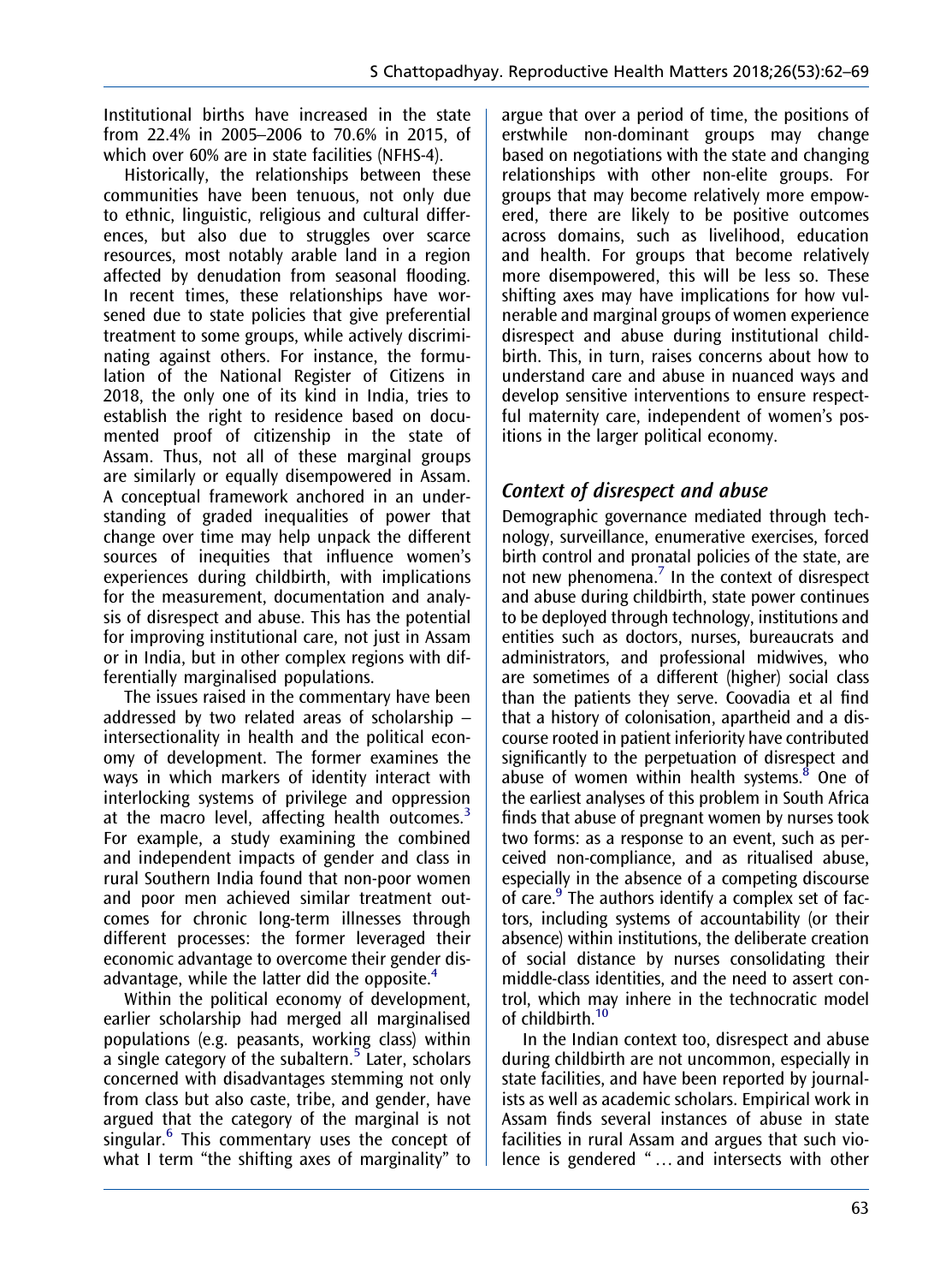Institutional births have increased in the state from 22.4% in 2005–2006 to 70.6% in 2015, of which over 60% are in state facilities (NFHS-4).

Historically, the relationships between these communities have been tenuous, not only due to ethnic, linguistic, religious and cultural differences, but also due to struggles over scarce resources, most notably arable land in a region affected by denudation from seasonal flooding. In recent times, these relationships have worsened due to state policies that give preferential treatment to some groups, while actively discriminating against others. For instance, the formulation of the National Register of Citizens in 2018, the only one of its kind in India, tries to establish the right to residence based on documented proof of citizenship in the state of Assam. Thus, not all of these marginal groups are similarly or equally disempowered in Assam. A conceptual framework anchored in an understanding of graded inequalities of power that change over time may help unpack the different sources of inequities that influence women's experiences during childbirth, with implications for the measurement, documentation and analysis of disrespect and abuse. This has the potential for improving institutional care, not just in Assam or in India, but in other complex regions with differentially marginalised populations.

The issues raised in the commentary have been addressed by two related areas of scholarship – intersectionality in health and the political economy of development. The former examines the ways in which markers of identity interact with interlocking systems of privilege and oppression at the macro level, affecting health outcomes.[3] For example, a study examining the combined and independent impacts of gender and class in rural Southern India found that non-poor women and poor men achieved similar treatment outcomes for chronic long-term illnesses through different processes: the former leveraged their economic advantage to overcome their gender disadvantage, while the latter did the opposite.[4]

Within the political economy of development, earlier scholarship had merged all marginalised populations (e.g. peasants, working class) within a single category of the subaltern.[5] Later, scholars concerned with disadvantages stemming not only from class but also caste, tribe, and gender, have argued that the category of the marginal is not singular.[6] This commentary uses the concept of what I term "the shifting axes of marginality" to argue that over a period of time, the positions of erstwhile non-dominant groups may change based on negotiations with the state and changing relationships with other non-elite groups. For groups that may become relatively more empowered, there are likely to be positive outcomes across domains, such as livelihood, education and health. For groups that become relatively more disempowered, this will be less so. These shifting axes may have implications for how vulnerable and marginal groups of women experience disrespect and abuse during institutional childbirth. This, in turn, raises concerns about how to understand care and abuse in nuanced ways and develop sensitive interventions to ensure respectful maternity care, independent of women's positions in the larger political economy.

## Context of disrespect and abuse

Demographic governance mediated through technology, surveillance, enumerative exercises, forced birth control and pronatal policies of the state, are not new phenomena.[7] In the context of disrespect and abuse during childbirth, state power continues to be deployed through technology, institutions and entities such as doctors, nurses, bureaucrats and administrators, and professional midwives, who are sometimes of a different (higher) social class than the patients they serve. Coovadia et al find that a history of colonisation, apartheid and a discourse rooted in patient inferiority have contributed significantly to the perpetuation of disrespect and abuse of women within health systems.[8] One of the earliest analyses of this problem in South Africa finds that abuse of pregnant women by nurses took two forms: as a response to an event, such as perceived non-compliance, and as ritualised abuse, especially in the absence of a competing discourse of care.[9] The authors identify a complex set of factors, including systems of accountability (or their absence) within institutions, the deliberate creation of social distance by nurses consolidating their middle-class identities, and the need to assert control, which may inhere in the technocratic model of childbirth.[10]

In the Indian context too, disrespect and abuse during childbirth are not uncommon, especially in state facilities, and have been reported by journalists as well as academic scholars. Empirical work in Assam finds several instances of abuse in state facilities in rural Assam and argues that such violence is gendered "… and intersects with other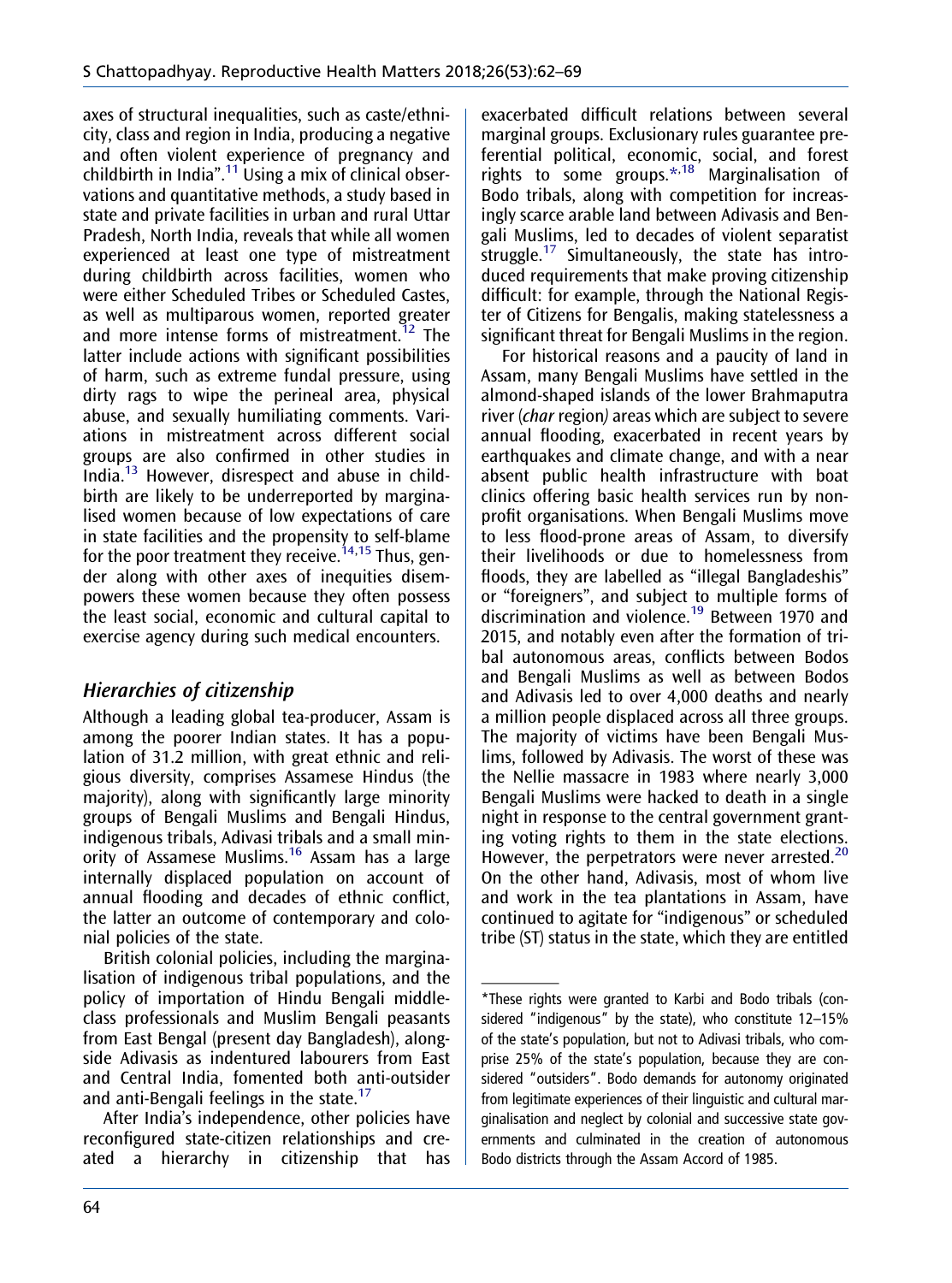axes of structural inequalities, such as caste/ethnicity, class and region in India, producing a negative and often violent experience of pregnancy and childbirth in India".[11] Using a mix of clinical observations and quantitative methods, a study based in state and private facilities in urban and rural Uttar Pradesh, North India, reveals that while all women experienced at least one type of mistreatment during childbirth across facilities, women who were either Scheduled Tribes or Scheduled Castes, as well as multiparous women, reported greater and more intense forms of mistreatment.[12] The latter include actions with significant possibilities of harm, such as extreme fundal pressure, using dirty rags to wipe the perineal area, physical abuse, and sexually humiliating comments. Variations in mistreatment across different social groups are also confirmed in other studies in India.[13] However, disrespect and abuse in childbirth are likely to be underreported by marginalised women because of low expectations of care in state facilities and the propensity to self-blame for the poor treatment they receive.[14,15] Thus, gender along with other axes of inequities disempowers these women because they often possess the least social, economic and cultural capital to exercise agency during such medical encounters.

## *Hierarchies of citizenship*

Although a leading global tea-producer, Assam is among the poorer Indian states. It has a population of 31.2 million, with great ethnic and religious diversity, comprises Assamese Hindus (the majority), along with significantly large minority groups of Bengali Muslims and Bengali Hindus, indigenous tribals, Adivasi tribals and a small minority of Assamese Muslims.[16] Assam has a large internally displaced population on account of annual flooding and decades of ethnic conflict, the latter an outcome of contemporary and colonial policies of the state.

British colonial policies, including the marginalisation of indigenous tribal populations, and the policy of importation of Hindu Bengali middle-class professionals and Muslim Bengali peasants from East Bengal (present day Bangladesh), alongside Adivasis as indentured labourers from East and Central India, fomented both anti-outsider and anti-Bengali feelings in the state.[17]

After India's independence, other policies have reconfigured state-citizen relationships and created a hierarchy in citizenship that has exacerbated difficult relations between several marginal groups. Exclusionary rules guarantee preferential political, economic, social, and forest rights to some groups.[*,18] Marginalisation of Bodo tribals, along with competition for increasingly scarce arable land between Adivasis and Bengali Muslims, led to decades of violent separatist struggle.[17] Simultaneously, the state has introduced requirements that make proving citizenship difficult: for example, through the National Register of Citizens for Bengalis, making statelessness a significant threat for Bengali Muslims in the region.

For historical reasons and a paucity of land in Assam, many Bengali Muslims have settled in the almond-shaped islands of the lower Brahmaputra river (*char* region) areas which are subject to severe annual flooding, exacerbated in recent years by earthquakes and climate change, and with a near absent public health infrastructure with boat clinics offering basic health services run by non-profit organisations. When Bengali Muslims move to less flood-prone areas of Assam, to diversify their livelihoods or due to homelessness from floods, they are labelled as "illegal Bangladeshis" or "foreigners", and subject to multiple forms of discrimination and violence.[19] Between 1970 and 2015, and notably even after the formation of tribal autonomous areas, conflicts between Bodos and Bengali Muslims as well as between Bodos and Adivasis led to over 4,000 deaths and nearly a million people displaced across all three groups. The majority of victims have been Bengali Muslims, followed by Adivasis. The worst of these was the Nellie massacre in 1983 where nearly 3,000 Bengali Muslims were hacked to death in a single night in response to the central government granting voting rights to them in the state elections. However, the perpetrators were never arrested.[20] On the other hand, Adivasis, most of whom live and work in the tea plantations in Assam, have continued to agitate for "indigenous" or scheduled tribe (ST) status in the state, which they are entitled

---

*These rights were granted to Karbi and Bodo tribals (considered "indigenous" by the state), who constitute 12–15% of the state's population, but not to Adivasi tribals, who comprise 25% of the state's population, because they are considered "outsiders". Bodo demands for autonomy originated from legitimate experiences of their linguistic and cultural marginalisation and neglect by colonial and successive state governments and culminated in the creation of autonomous Bodo districts through the Assam Accord of 1985.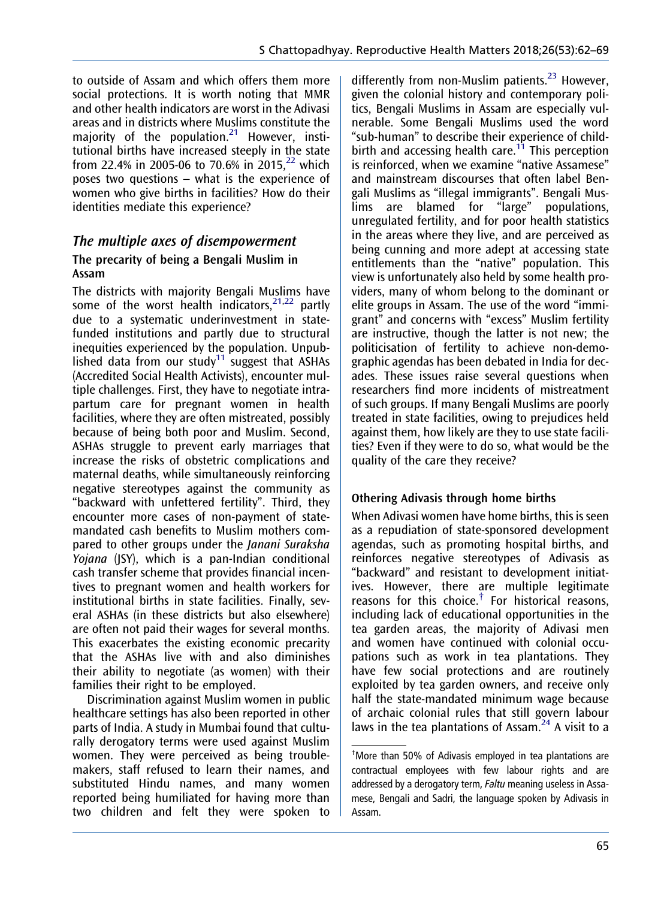to outside of Assam and which offers them more social protections. It is worth noting that MMR and other health indicators are worst in the Adivasi areas and in districts where Muslims constitute the majority of the population.[21] However, institutional births have increased steeply in the state from 22.4% in 2005-06 to 70.6% in 2015,[22] which poses two questions – what is the experience of women who give births in facilities? How do their identities mediate this experience?

## *The multiple axes of disempowerment*

### The precarity of being a Bengali Muslim in Assam

The districts with majority Bengali Muslims have some of the worst health indicators,[21,22] partly due to a systematic underinvestment in state-funded institutions and partly due to structural inequities experienced by the population. Unpublished data from our study[11] suggest that ASHAs (Accredited Social Health Activists), encounter multiple challenges. First, they have to negotiate intrapartum care for pregnant women in health facilities, where they are often mistreated, possibly because of being both poor and Muslim. Second, ASHAs struggle to prevent early marriages that increase the risks of obstetric complications and maternal deaths, while simultaneously reinforcing negative stereotypes against the community as "backward with unfettered fertility". Third, they encounter more cases of non-payment of state-mandated cash benefits to Muslim mothers compared to other groups under the *Janani Suraksha Yojana* (JSY), which is a pan-Indian conditional cash transfer scheme that provides financial incentives to pregnant women and health workers for institutional births in state facilities. Finally, several ASHAs (in these districts but also elsewhere) are often not paid their wages for several months. This exacerbates the existing economic precarity that the ASHAs live with and also diminishes their ability to negotiate (as women) with their families their right to be employed.

Discrimination against Muslim women in public healthcare settings has also been reported in other parts of India. A study in Mumbai found that culturally derogatory terms were used against Muslim women. They were perceived as being troublemakers, staff refused to learn their names, and substituted Hindu names, and many women reported being humiliated for having more than two children and felt they were spoken to differently from non-Muslim patients.[23] However, given the colonial history and contemporary politics, Bengali Muslims in Assam are especially vulnerable. Some Bengali Muslims used the word "sub-human" to describe their experience of childbirth and accessing health care.[11] This perception is reinforced, when we examine "native Assamese" and mainstream discourses that often label Bengali Muslims as "illegal immigrants". Bengali Muslims are blamed for "large" populations, unregulated fertility, and for poor health statistics in the areas where they live, and are perceived as being cunning and more adept at accessing state entitlements than the "native" population. This view is unfortunately also held by some health providers, many of whom belong to the dominant or elite groups in Assam. The use of the word "immigrant" and concerns with "excess" Muslim fertility are instructive, though the latter is not new; the politicisation of fertility to achieve non-demographic agendas has been debated in India for decades. These issues raise several questions when researchers find more incidents of mistreatment of such groups. If many Bengali Muslims are poorly treated in state facilities, owing to prejudices held against them, how likely are they to use state facilities? Even if they were to do so, what would be the quality of the care they receive?

### Othering Adivasis through home births

When Adivasi women have home births, this is seen as a repudiation of state-sponsored development agendas, such as promoting hospital births, and reinforces negative stereotypes of Adivasis as "backward" and resistant to development initiatives. However, there are multiple legitimate reasons for this choice.[†] For historical reasons, including lack of educational opportunities in the tea garden areas, the majority of Adivasi men and women have continued with colonial occupations such as work in tea plantations. They have few social protections and are routinely exploited by tea garden owners, and receive only half the state-mandated minimum wage because of archaic colonial rules that still govern labour laws in the tea plantations of Assam.[24] A visit to a

[†] More than 50% of Adivasis employed in tea plantations are contractual employees with few labour rights and are addressed by a derogatory term, *Faltu* meaning useless in Assamese, Bengali and Sadri, the language spoken by Adivasis in Assam.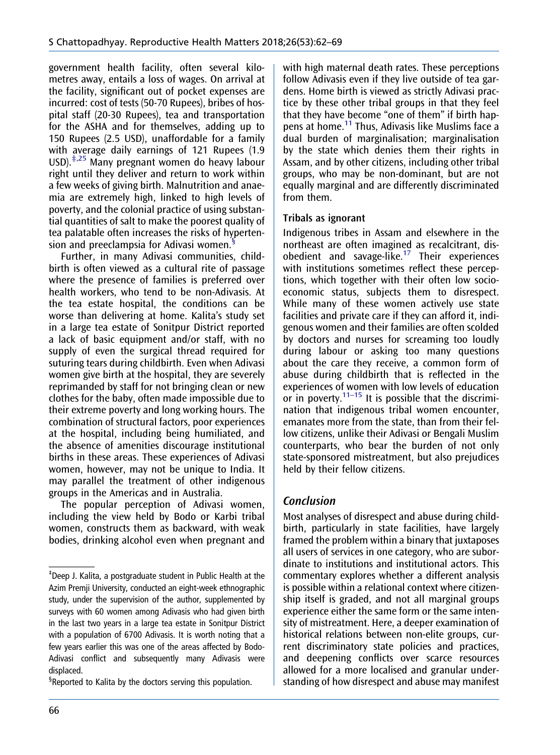government health facility, often several kilometres away, entails a loss of wages. On arrival at the facility, significant out of pocket expenses are incurred: cost of tests (50-70 Rupees), bribes of hospital staff (20-30 Rupees), tea and transportation for the ASHA and for themselves, adding up to 150 Rupees (2.5 USD), unaffordable for a family with average daily earnings of 121 Rupees (1.9 USD).[‡,25] Many pregnant women do heavy labour right until they deliver and return to work within a few weeks of giving birth. Malnutrition and anaemia are extremely high, linked to high levels of poverty, and the colonial practice of using substantial quantities of salt to make the poorest quality of tea palatable often increases the risks of hypertension and preeclampsia for Adivasi women.[§]

Further, in many Adivasi communities, childbirth is often viewed as a cultural rite of passage where the presence of families is preferred over health workers, who tend to be non-Adivasis. At the tea estate hospital, the conditions can be worse than delivering at home. Kalita's study set in a large tea estate of Sonitpur District reported a lack of basic equipment and/or staff, with no supply of even the surgical thread required for suturing tears during childbirth. Even when Adivasi women give birth at the hospital, they are severely reprimanded by staff for not bringing clean or new clothes for the baby, often made impossible due to their extreme poverty and long working hours. The combination of structural factors, poor experiences at the hospital, including being humiliated, and the absence of amenities discourage institutional births in these areas. These experiences of Adivasi women, however, may not be unique to India. It may parallel the treatment of other indigenous groups in the Americas and in Australia.

The popular perception of Adivasi women, including the view held by Bodo or Karbi tribal women, constructs them as backward, with weak bodies, drinking alcohol even when pregnant and with high maternal death rates. These perceptions follow Adivasis even if they live outside of tea gardens. Home birth is viewed as strictly Adivasi practice by these other tribal groups in that they feel that they have become "one of them" if birth happens at home.[11] Thus, Adivasis like Muslims face a dual burden of marginalisation; marginalisation by the state which denies them their rights in Assam, and by other citizens, including other tribal groups, who may be non-dominant, but are not equally marginal and are differently discriminated from them.

### Tribals as ignorant

Indigenous tribes in Assam and elsewhere in the northeast are often imagined as recalcitrant, disobedient and savage-like.[17] Their experiences with institutions sometimes reflect these perceptions, which together with their often low socioeconomic status, subjects them to disrespect. While many of these women actively use state facilities and private care if they can afford it, indigenous women and their families are often scolded by doctors and nurses for screaming too loudly during labour or asking too many questions about the care they receive, a common form of abuse during childbirth that is reflected in the experiences of women with low levels of education or in poverty.[11–15] It is possible that the discrimination that indigenous tribal women encounter, emanates more from the state, than from their fellow citizens, unlike their Adivasi or Bengali Muslim counterparts, who bear the burden of not only state-sponsored mistreatment, but also prejudices held by their fellow citizens.

## Conclusion

Most analyses of disrespect and abuse during childbirth, particularly in state facilities, have largely framed the problem within a binary that juxtaposes all users of services in one category, who are subordinate to institutions and institutional actors. This commentary explores whether a different analysis is possible within a relational context where citizenship itself is graded, and not all marginal groups experience either the same form or the same intensity of mistreatment. Here, a deeper examination of historical relations between non-elite groups, current discriminatory state policies and practices, and deepening conflicts over scarce resources allowed for a more localised and granular understanding of how disrespect and abuse may manifest

---

‡Deep J. Kalita, a postgraduate student in Public Health at the Azim Premji University, conducted an eight-week ethnographic study, under the supervision of the author, supplemented by surveys with 60 women among Adivasis who had given birth in the last two years in a large tea estate in Sonitpur District with a population of 6700 Adivasis. It is worth noting that a few years earlier this was one of the areas affected by Bodo-Adivasi conflict and subsequently many Adivasis were displaced.

§Reported to Kalita by the doctors serving this population.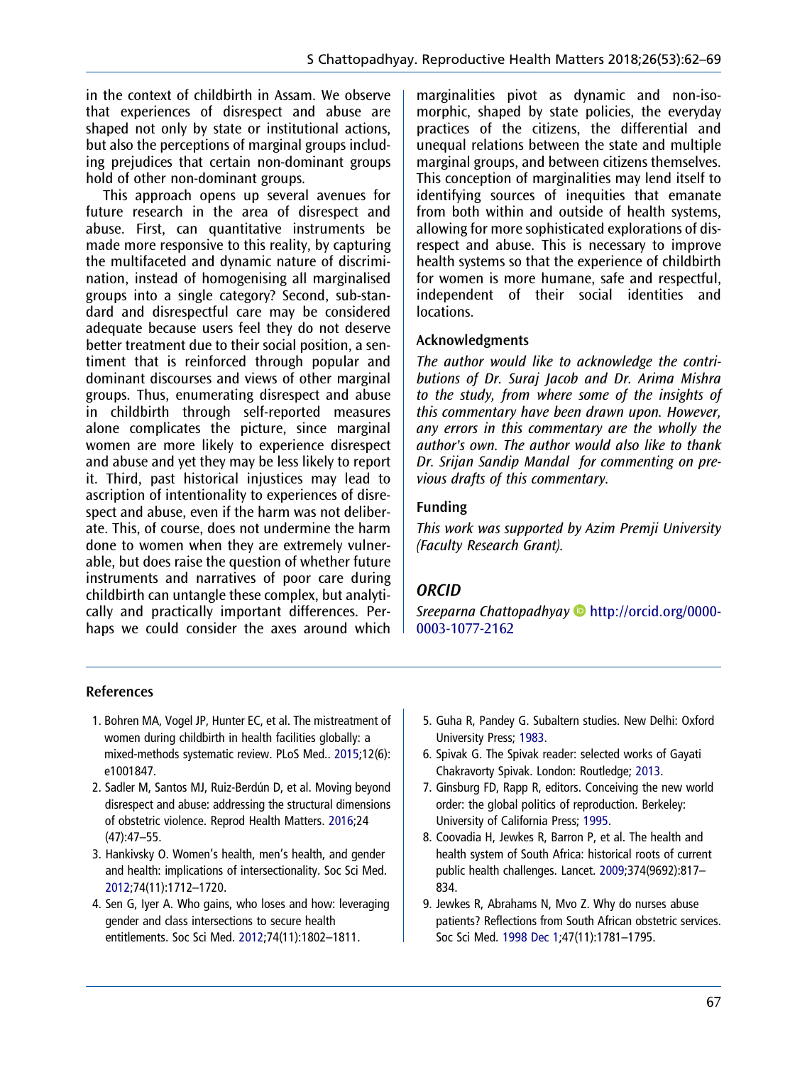in the context of childbirth in Assam. We observe that experiences of disrespect and abuse are shaped not only by state or institutional actions, but also the perceptions of marginal groups including prejudices that certain non-dominant groups hold of other non-dominant groups.

This approach opens up several avenues for future research in the area of disrespect and abuse. First, can quantitative instruments be made more responsive to this reality, by capturing the multifaceted and dynamic nature of discrimination, instead of homogenising all marginalised groups into a single category? Second, sub-standard and disrespectful care may be considered adequate because users feel they do not deserve better treatment due to their social position, a sentiment that is reinforced through popular and dominant discourses and views of other marginal groups. Thus, enumerating disrespect and abuse in childbirth through self-reported measures alone complicates the picture, since marginal women are more likely to experience disrespect and abuse and yet they may be less likely to report it. Third, past historical injustices may lead to ascription of intentionality to experiences of disrespect and abuse, even if the harm was not deliberate. This, of course, does not undermine the harm done to women when they are extremely vulnerable, but does raise the question of whether future instruments and narratives of poor care during childbirth can untangle these complex, but analytically and practically important differences. Perhaps we could consider the axes around which marginalities pivot as dynamic and non-isomorphic, shaped by state policies, the everyday practices of the citizens, the differential and unequal relations between the state and multiple marginal groups, and between citizens themselves. This conception of marginalities may lend itself to identifying sources of inequities that emanate from both within and outside of health systems, allowing for more sophisticated explorations of disrespect and abuse. This is necessary to improve health systems so that the experience of childbirth for women is more humane, safe and respectful, independent of their social identities and locations.

### Acknowledgments

*The author would like to acknowledge the contributions of Dr. Suraj Jacob and Dr. Arima Mishra to the study, from where some of the insights of this commentary have been drawn upon. However, any errors in this commentary are the wholly the author's own. The author would also like to thank Dr. Srijan Sandip Mandal for commenting on previous drafts of this commentary.*

### Funding

*This work was supported by Azim Premji University (Faculty Research Grant).*

### ORCID

*Sreeparna Chattopadhyay* http://orcid.org/0000-0003-1077-2162

## References

1. Bohren MA, Vogel JP, Hunter EC, et al. The mistreatment of women during childbirth in health facilities globally: a mixed-methods systematic review. PLoS Med.. 2015;12(6): e1001847.
2. Sadler M, Santos MJ, Ruiz-Berdún D, et al. Moving beyond disrespect and abuse: addressing the structural dimensions of obstetric violence. Reprod Health Matters. 2016;24 (47):47–55.
3. Hankivsky O. Women's health, men's health, and gender and health: implications of intersectionality. Soc Sci Med. 2012;74(11):1712–1720.
4. Sen G, Iyer A. Who gains, who loses and how: leveraging gender and class intersections to secure health entitlements. Soc Sci Med. 2012;74(11):1802–1811.
5. Guha R, Pandey G. Subaltern studies. New Delhi: Oxford University Press; 1983.
6. Spivak G. The Spivak reader: selected works of Gayati Chakravorty Spivak. London: Routledge; 2013.
7. Ginsburg FD, Rapp R, editors. Conceiving the new world order: the global politics of reproduction. Berkeley: University of California Press; 1995.
8. Coovadia H, Jewkes R, Barron P, et al. The health and health system of South Africa: historical roots of current public health challenges. Lancet. 2009;374(9692):817–834.
9. Jewkes R, Abrahams N, Mvo Z. Why do nurses abuse patients? Reflections from South African obstetric services. Soc Sci Med. 1998 Dec 1;47(11):1781–1795.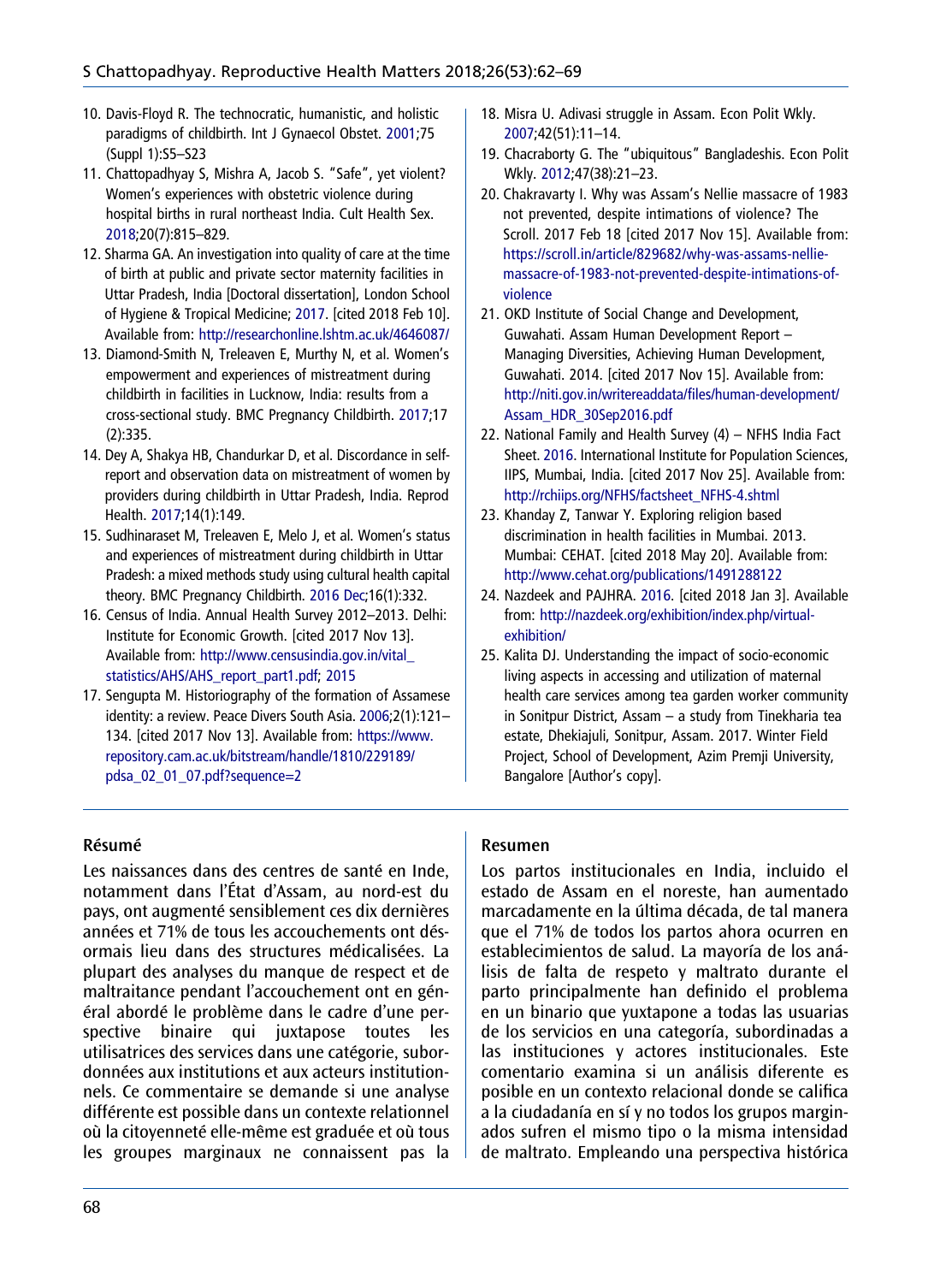10. Davis-Floyd R. The technocratic, humanistic, and holistic paradigms of childbirth. Int J Gynaecol Obstet. 2001;75 (Suppl 1):S5–S23
11. Chattopadhyay S, Mishra A, Jacob S. "Safe", yet violent? Women's experiences with obstetric violence during hospital births in rural northeast India. Cult Health Sex. 2018;20(7):815–829.
12. Sharma GA. An investigation into quality of care at the time of birth at public and private sector maternity facilities in Uttar Pradesh, India [Doctoral dissertation], London School of Hygiene & Tropical Medicine; 2017. [cited 2018 Feb 10]. Available from: http://researchonline.lshtm.ac.uk/4646087/
13. Diamond-Smith N, Treleaven E, Murthy N, et al. Women's empowerment and experiences of mistreatment during childbirth in facilities in Lucknow, India: results from a cross-sectional study. BMC Pregnancy Childbirth. 2017;17 (2):335.
14. Dey A, Shakya HB, Chandurkar D, et al. Discordance in self-report and observation data on mistreatment of women by providers during childbirth in Uttar Pradesh, India. Reprod Health. 2017;14(1):149.
15. Sudhinaraset M, Treleaven E, Melo J, et al. Women's status and experiences of mistreatment during childbirth in Uttar Pradesh: a mixed methods study using cultural health capital theory. BMC Pregnancy Childbirth. 2016 Dec;16(1):332.
16. Census of India. Annual Health Survey 2012–2013. Delhi: Institute for Economic Growth. [cited 2017 Nov 13]. Available from: http://www.censusindia.gov.in/vital_statistics/AHS/AHS_report_part1.pdf; 2015
17. Sengupta M. Historiography of the formation of Assamese identity: a review. Peace Divers South Asia. 2006;2(1):121–134. [cited 2017 Nov 13]. Available from: https://www.repository.cam.ac.uk/bitstream/handle/1810/229189/pdsa_02_01_07.pdf?sequence=2
18. Misra U. Adivasi struggle in Assam. Econ Polit Wkly. 2007;42(51):11–14.
19. Chacraborty G. The "ubiquitous" Bangladeshis. Econ Polit Wkly. 2012;47(38):21–23.
20. Chakravarty I. Why was Assam's Nellie massacre of 1983 not prevented, despite intimations of violence? The Scroll. 2017 Feb 18 [cited 2017 Nov 15]. Available from: https://scroll.in/article/829682/why-was-assams-nellie-massacre-of-1983-not-prevented-despite-intimations-of-violence
21. OKD Institute of Social Change and Development, Guwahati. Assam Human Development Report – Managing Diversities, Achieving Human Development, Guwahati. 2014. [cited 2017 Nov 15]. Available from: http://niti.gov.in/writereaddata/files/human-development/Assam_HDR_30Sep2016.pdf
22. National Family and Health Survey (4) – NFHS India Fact Sheet. 2016. International Institute for Population Sciences, IIPS, Mumbai, India. [cited 2017 Nov 25]. Available from: http://rchiips.org/NFHS/factsheet_NFHS-4.shtml
23. Khanday Z, Tanwar Y. Exploring religion based discrimination in health facilities in Mumbai. 2013. Mumbai: CEHAT. [cited 2018 May 20]. Available from: http://www.cehat.org/publications/1491288122
24. Nazdeek and PAJHRA. 2016. [cited 2018 Jan 3]. Available from: http://nazdeek.org/exhibition/index.php/virtual-exhibition/
25. Kalita DJ. Understanding the impact of socio-economic living aspects in accessing and utilization of maternal health care services among tea garden worker community in Sonitpur District, Assam – a study from Tinekharia tea estate, Dhekiajuli, Sonitpur, Assam. 2017. Winter Field Project, School of Development, Azim Premji University, Bangalore [Author's copy].

## Résumé

Les naissances dans des centres de santé en Inde, notamment dans l'État d'Assam, au nord-est du pays, ont augmenté sensiblement ces dix dernières années et 71% de tous les accouchements ont désormais lieu dans des structures médicalisées. La plupart des analyses du manque de respect et de maltraitance pendant l'accouchement ont en général abordé le problème dans le cadre d'une perspective binaire qui juxtapose toutes les utilisatrices des services dans une catégorie, subordonnées aux institutions et aux acteurs institutionnels. Ce commentaire se demande si une analyse différente est possible dans un contexte relationnel où la citoyenneté elle-même est graduée et où tous les groupes marginaux ne connaissent pas la

## Resumen

Los partos institucionales en India, incluido el estado de Assam en el noreste, han aumentado marcadamente en la última década, de tal manera que el 71% de todos los partos ahora ocurren en establecimientos de salud. La mayoría de los análisis de falta de respeto y maltrato durante el parto principalmente han definido el problema en un binario que yuxtapone a todas las usuarias de los servicios en una categoría, subordinadas a las instituciones y actores institucionales. Este comentario examina si un análisis diferente es posible en un contexto relacional donde se califica a la ciudadanía en sí y no todos los grupos marginados sufren el mismo tipo o la misma intensidad de maltrato. Empleando una perspectiva histórica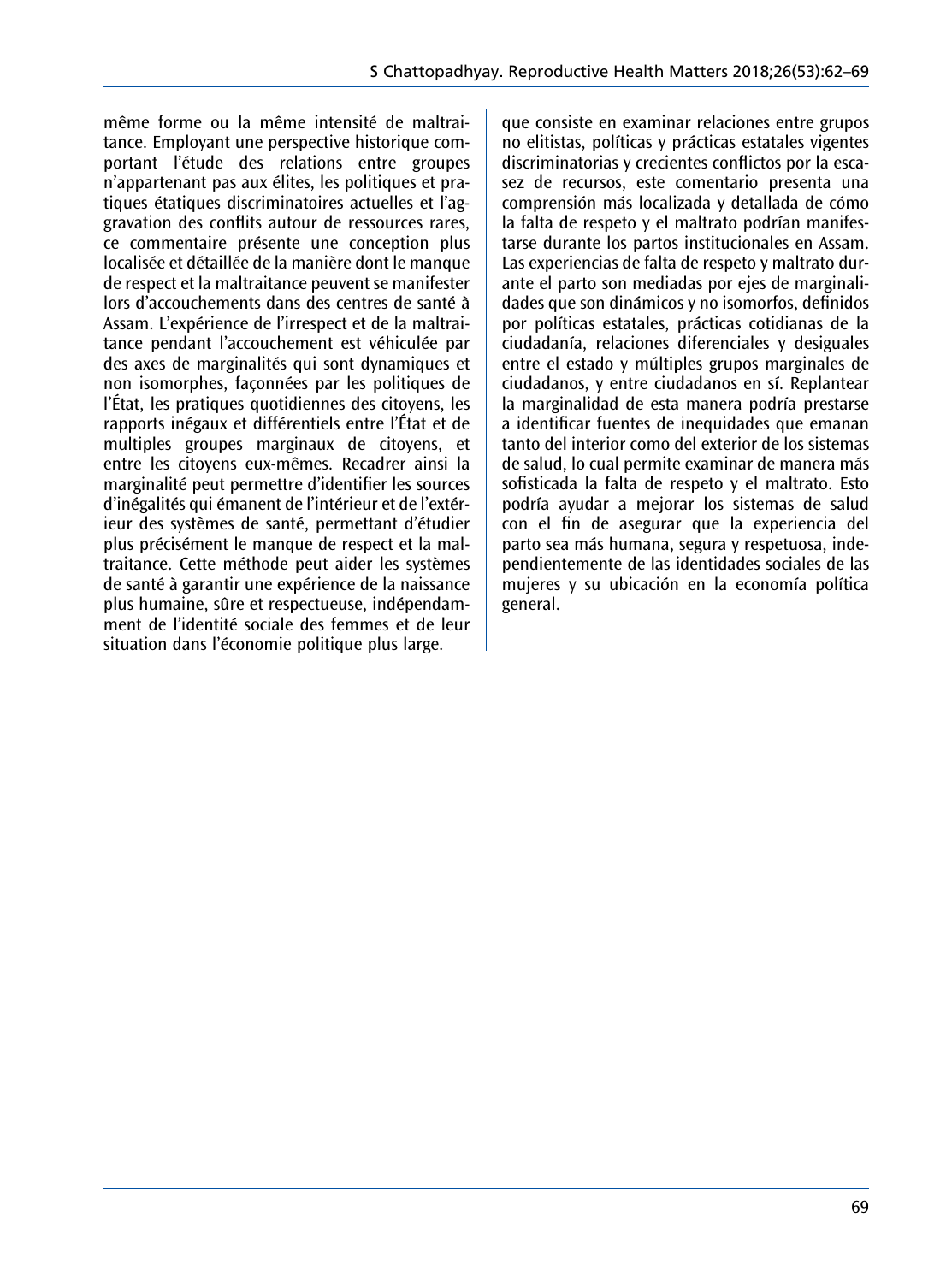même forme ou la même intensité de maltraitance. Employant une perspective historique comportant l'étude des relations entre groupes n'appartenant pas aux élites, les politiques et pratiques étatiques discriminatoires actuelles et l'aggravation des conflits autour de ressources rares, ce commentaire présente une conception plus localisée et détaillée de la manière dont le manque de respect et la maltraitance peuvent se manifester lors d'accouchements dans des centres de santé à Assam. L'expérience de l'irrespect et de la maltraitance pendant l'accouchement est véhiculée par des axes de marginalités qui sont dynamiques et non isomorphes, façonnées par les politiques de l'État, les pratiques quotidiennes des citoyens, les rapports inégaux et différentiels entre l'État et de multiples groupes marginaux de citoyens, et entre les citoyens eux-mêmes. Recadrer ainsi la marginalité peut permettre d'identifier les sources d'inégalités qui émanent de l'intérieur et de l'extérieur des systèmes de santé, permettant d'étudier plus précisément le manque de respect et la maltraitance. Cette méthode peut aider les systèmes de santé à garantir une expérience de la naissance plus humaine, sûre et respectueuse, indépendamment de l'identité sociale des femmes et de leur situation dans l'économie politique plus large.

que consiste en examinar relaciones entre grupos no elitistas, políticas y prácticas estatales vigentes discriminatorias y crecientes conflictos por la escasez de recursos, este comentario presenta una comprensión más localizada y detallada de cómo la falta de respeto y el maltrato podrían manifestarse durante los partos institucionales en Assam. Las experiencias de falta de respeto y maltrato durante el parto son mediadas por ejes de marginalidades que son dinámicos y no isomorfos, definidos por políticas estatales, prácticas cotidianas de la ciudadanía, relaciones diferenciales y desiguales entre el estado y múltiples grupos marginales de ciudadanos, y entre ciudadanos en sí. Replantear la marginalidad de esta manera podría prestarse a identificar fuentes de inequidades que emanan tanto del interior como del exterior de los sistemas de salud, lo cual permite examinar de manera más sofisticada la falta de respeto y el maltrato. Esto podría ayudar a mejorar los sistemas de salud con el fin de asegurar que la experiencia del parto sea más humana, segura y respetuosa, independientemente de las identidades sociales de las mujeres y su ubicación en la economía política general.